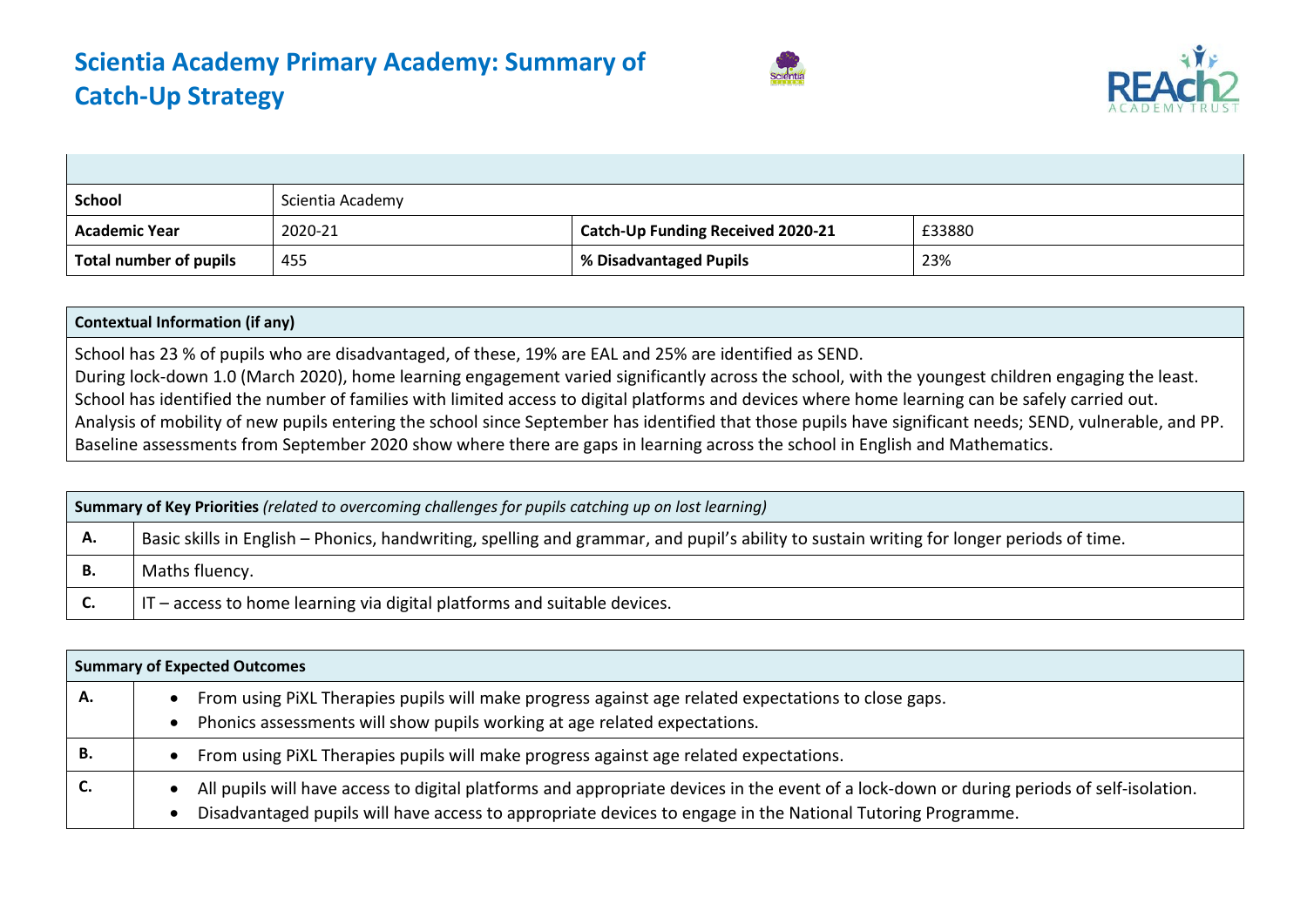# Scientia Academy Primary Academy: Summary of Catch-Up Strategy

| | | | |
|---|---|---|---|
| **School** | Scientia Academy | | |
| **Academic Year** | 2020-21 | **Catch-Up Funding Received 2020-21** | £33880 |
| **Total number of pupils** | 455 | **% Disadvantaged Pupils** | 23% |

| **Contextual Information (if any)** |
|---|
| School has 23 % of pupils who are disadvantaged, of these, 19% are EAL and 25% are identified as SEND.<br>During lock-down 1.0 (March 2020), home learning engagement varied significantly across the school, with the youngest children engaging the least.<br>School has identified the number of families with limited access to digital platforms and devices where home learning can be safely carried out.<br>Analysis of mobility of new pupils entering the school since September has identified that those pupils have significant needs; SEND, vulnerable, and PP.<br>Baseline assessments from September 2020 show where there are gaps in learning across the school in English and Mathematics. |

| **Summary of Key Priorities** *(related to overcoming challenges for pupils catching up on lost learning)* | |
|---|---|
| **A.** | Basic skills in English – Phonics, handwriting, spelling and grammar, and pupil's ability to sustain writing for longer periods of time. |
| **B.** | Maths fluency. |
| **C.** | IT – access to home learning via digital platforms and suitable devices. |

| **Summary of Expected Outcomes** | |
|---|---|
| **A.** | • From using PiXL Therapies pupils will make progress against age related expectations to close gaps.<br>• Phonics assessments will show pupils working at age related expectations. |
| **B.** | • From using PiXL Therapies pupils will make progress against age related expectations. |
| **C.** | • All pupils will have access to digital platforms and appropriate devices in the event of a lock-down or during periods of self-isolation.<br>• Disadvantaged pupils will have access to appropriate devices to engage in the National Tutoring Programme. |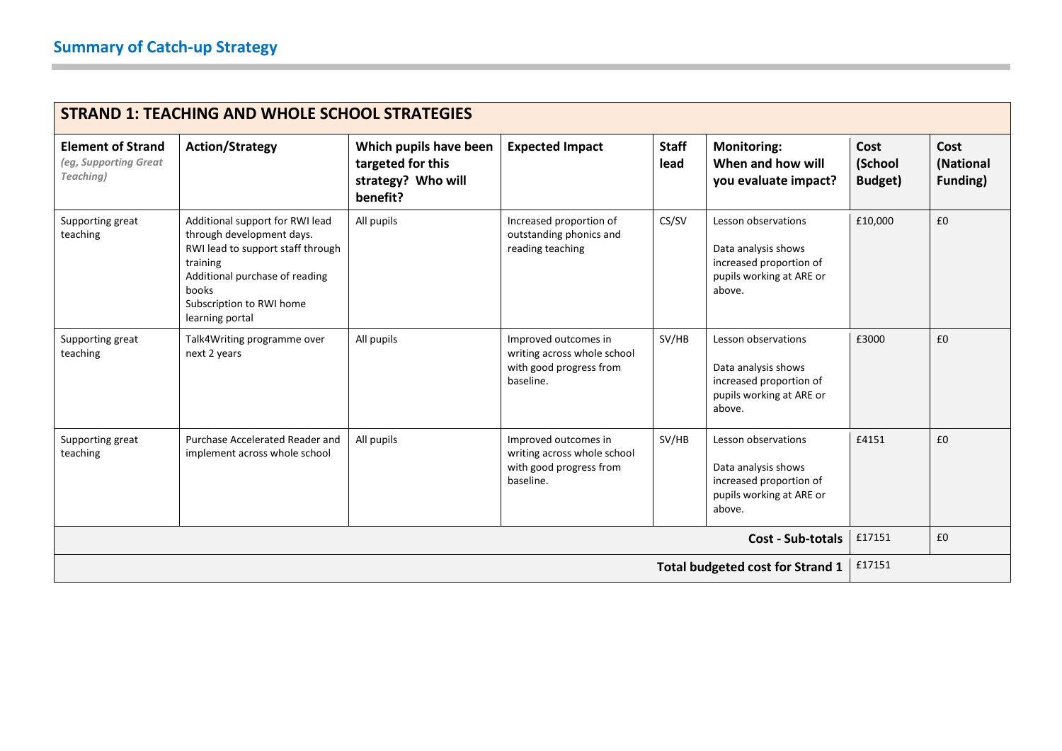# Summary of Catch-up Strategy

| STRAND 1: TEACHING AND WHOLE SCHOOL STRATEGIES | | | | | | | |
|---|---|---|---|---|---|---|---|
| **Element of Strand** *(eg, Supporting Great Teaching)* | **Action/Strategy** | **Which pupils have been targeted for this strategy? Who will benefit?** | **Expected Impact** | **Staff lead** | **Monitoring: When and how will you evaluate impact?** | **Cost (School Budget)** | **Cost (National Funding)** |
| Supporting great teaching | Additional support for RWI lead through development days.<br>RWI lead to support staff through training<br>Additional purchase of reading books<br>Subscription to RWI home learning portal | All pupils | Increased proportion of outstanding phonics and reading teaching | CS/SV | Lesson observations<br><br>Data analysis shows increased proportion of pupils working at ARE or above. | £10,000 | £0 |
| Supporting great teaching | Talk4Writing programme over next 2 years | All pupils | Improved outcomes in writing across whole school with good progress from baseline. | SV/HB | Lesson observations<br><br>Data analysis shows increased proportion of pupils working at ARE or above. | £3000 | £0 |
| Supporting great teaching | Purchase Accelerated Reader and implement across whole school | All pupils | Improved outcomes in writing across whole school with good progress from baseline. | SV/HB | Lesson observations<br><br>Data analysis shows increased proportion of pupils working at ARE or above. | £4151 | £0 |
| | | | | | **Cost - Sub-totals** | £17151 | £0 |
| | | | | | **Total budgeted cost for Strand 1** | £17151 | |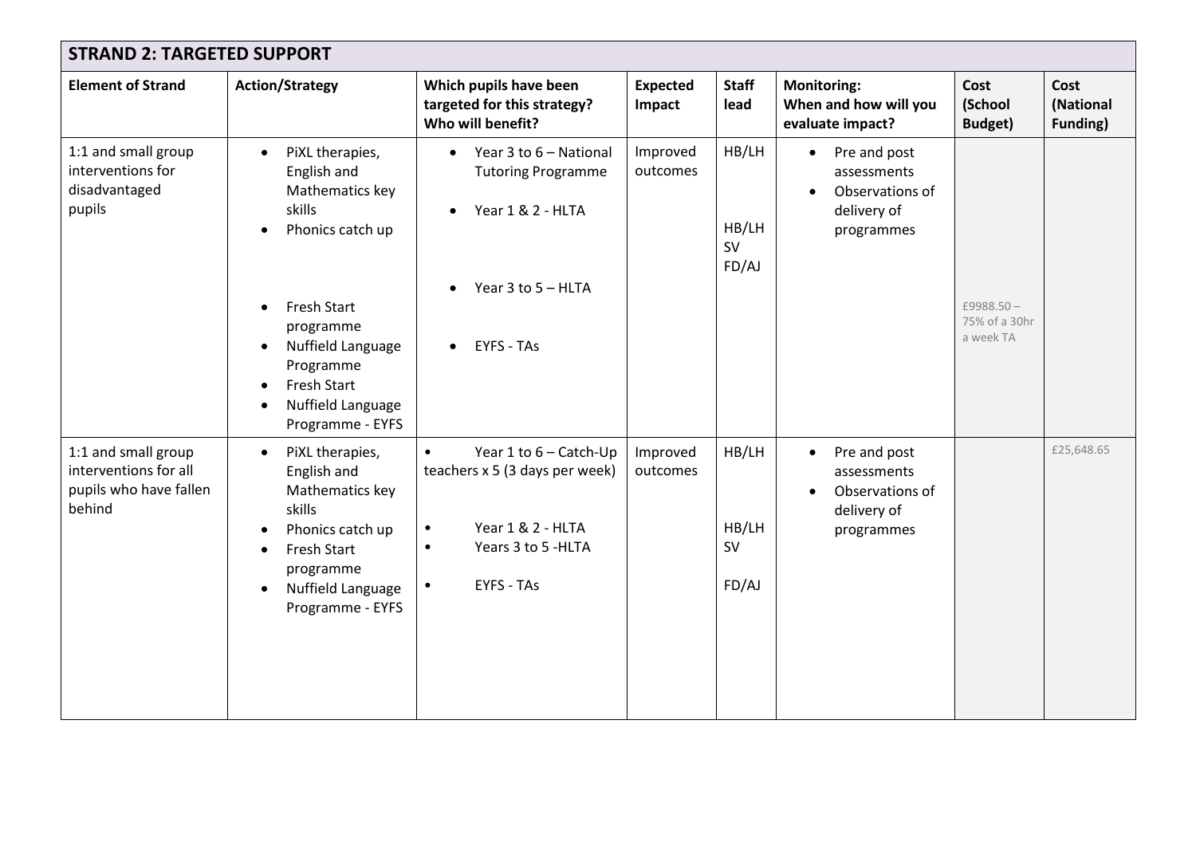## STRAND 2: TARGETED SUPPORT

| Element of Strand | Action/Strategy | Which pupils have been targeted for this strategy? Who will benefit? | Expected Impact | Staff lead | Monitoring: When and how will you evaluate impact? | Cost (School Budget) | Cost (National Funding) |
|---|---|---|---|---|---|---|---|
| 1:1 and small group interventions for disadvantaged pupils | • PiXL therapies, English and Mathematics key skills<br>• Phonics catch up<br>• Fresh Start programme<br>• Nuffield Language Programme<br>• Fresh Start<br>• Nuffield Language Programme - EYFS | • Year 3 to 6 – National Tutoring Programme<br>• Year 1 & 2 - HLTA<br>• Year 3 to 5 – HLTA<br>• EYFS - TAs | Improved outcomes | HB/LH<br>HB/LH<br>SV<br>FD/AJ | • Pre and post assessments<br>• Observations of delivery of programmes | £9988.50 – 75% of a 30hr a week TA | |
| 1:1 and small group interventions for all pupils who have fallen behind | • PiXL therapies, English and Mathematics key skills<br>• Phonics catch up<br>• Fresh Start programme<br>• Nuffield Language Programme - EYFS | • Year 1 to 6 – Catch-Up teachers x 5 (3 days per week)<br>• Year 1 & 2 - HLTA<br>• Years 3 to 5 -HLTA<br>• EYFS - TAs | Improved outcomes | HB/LH<br>HB/LH<br>SV<br>FD/AJ | • Pre and post assessments<br>• Observations of delivery of programmes | | £25,648.65 |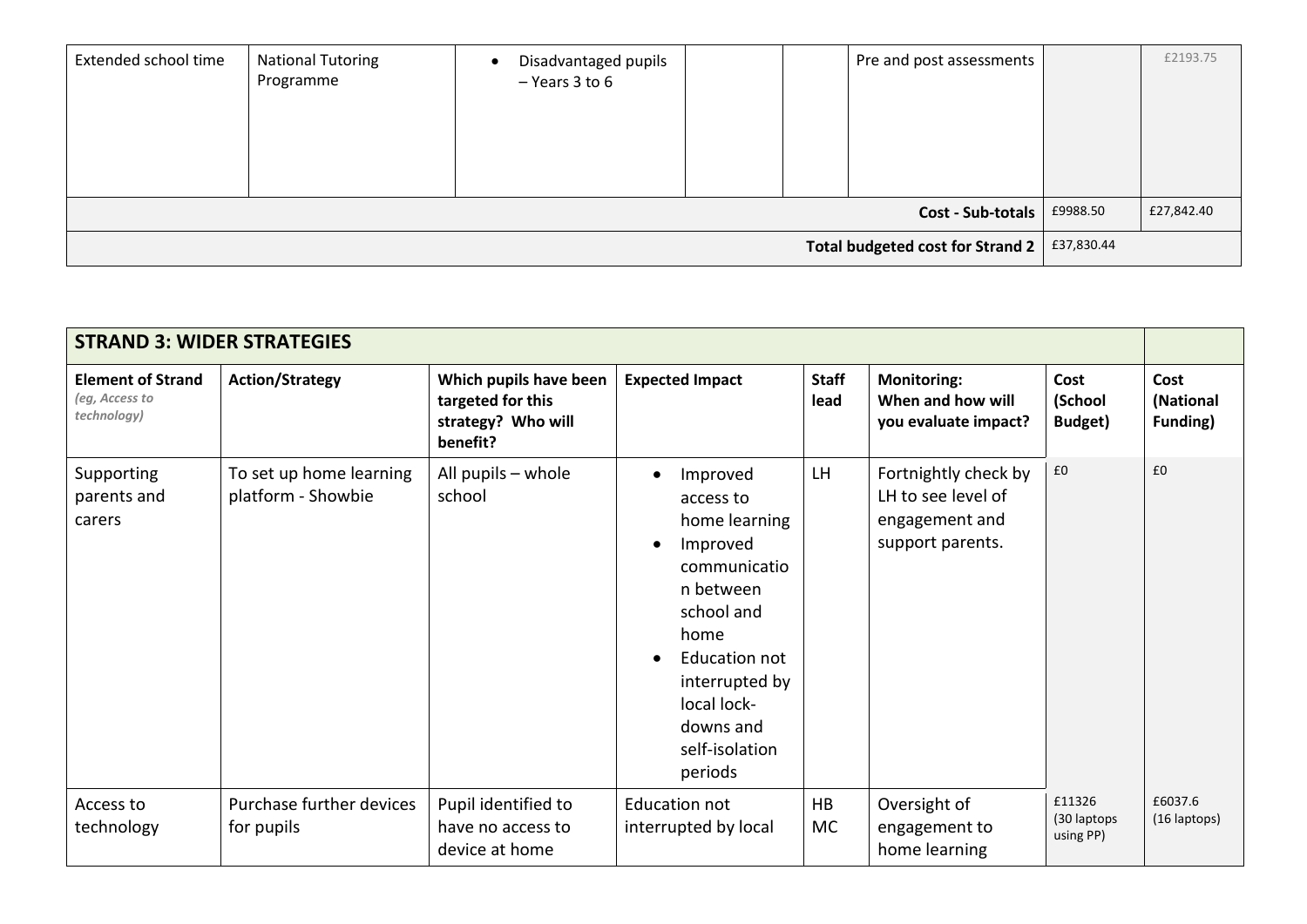| Extended school time | National Tutoring Programme | • Disadvantaged pupils – Years 3 to 6 | | | Pre and post assessments | | £2193.75 |
|---|---|---|---|---|---|---|---|
| **Cost - Sub-totals** | | | | | | £9988.50 | £27,842.40 |
| **Total budgeted cost for Strand 2** | | | | | | £37,830.44 | |

| **STRAND 3: WIDER STRATEGIES** | | | | | | | |
|---|---|---|---|---|---|---|---|
| **Element of Strand** *(eg, Access to technology)* | **Action/Strategy** | **Which pupils have been targeted for this strategy? Who will benefit?** | **Expected Impact** | **Staff lead** | **Monitoring: When and how will you evaluate impact?** | **Cost (School Budget)** | **Cost (National Funding)** |
| Supporting parents and carers | To set up home learning platform - Showbie | All pupils – whole school | • Improved access to home learning<br>• Improved communication between school and home<br>• Education not interrupted by local lock-downs and self-isolation periods | LH | Fortnightly check by LH to see level of engagement and support parents. | £0 | £0 |
| Access to technology | Purchase further devices for pupils | Pupil identified to have no access to device at home | Education not interrupted by local | HB MC | Oversight of engagement to home learning | £11326 (30 laptops using PP) | £6037.6 (16 laptops) |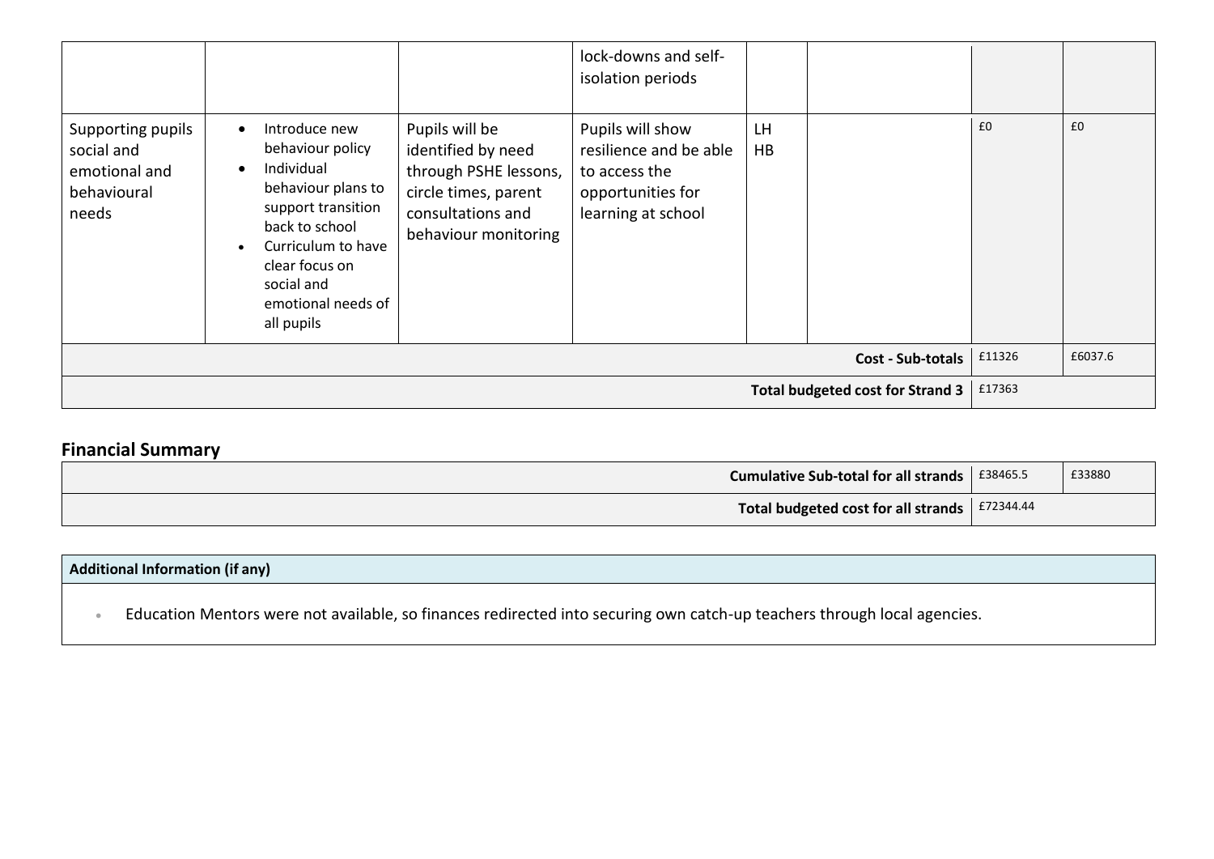| | | | | | | | |
|---|---|---|---|---|---|---|---|
| | | | lock-downs and self-isolation periods | | | | |
| Supporting pupils social and emotional and behavioural needs | • Introduce new behaviour policy<br>• Individual behaviour plans to support transition back to school<br>• Curriculum to have clear focus on social and emotional needs of all pupils | Pupils will be identified by need through PSHE lessons, circle times, parent consultations and behaviour monitoring | Pupils will show resilience and be able to access the opportunities for learning at school | LH<br>HB | | £0 | £0 |
| | | | | | **Cost - Sub-totals** | £11326 | £6037.6 |
| | | | | | **Total budgeted cost for Strand 3** | £17363 | |

## Financial Summary

| | | |
|---|---|---|
| **Cumulative Sub-total for all strands** | £38465.5 | £33880 |
| **Total budgeted cost for all strands** | £72344.44 | |

| **Additional Information (if any)** |
|---|
| • Education Mentors were not available, so finances redirected into securing own catch-up teachers through local agencies. |